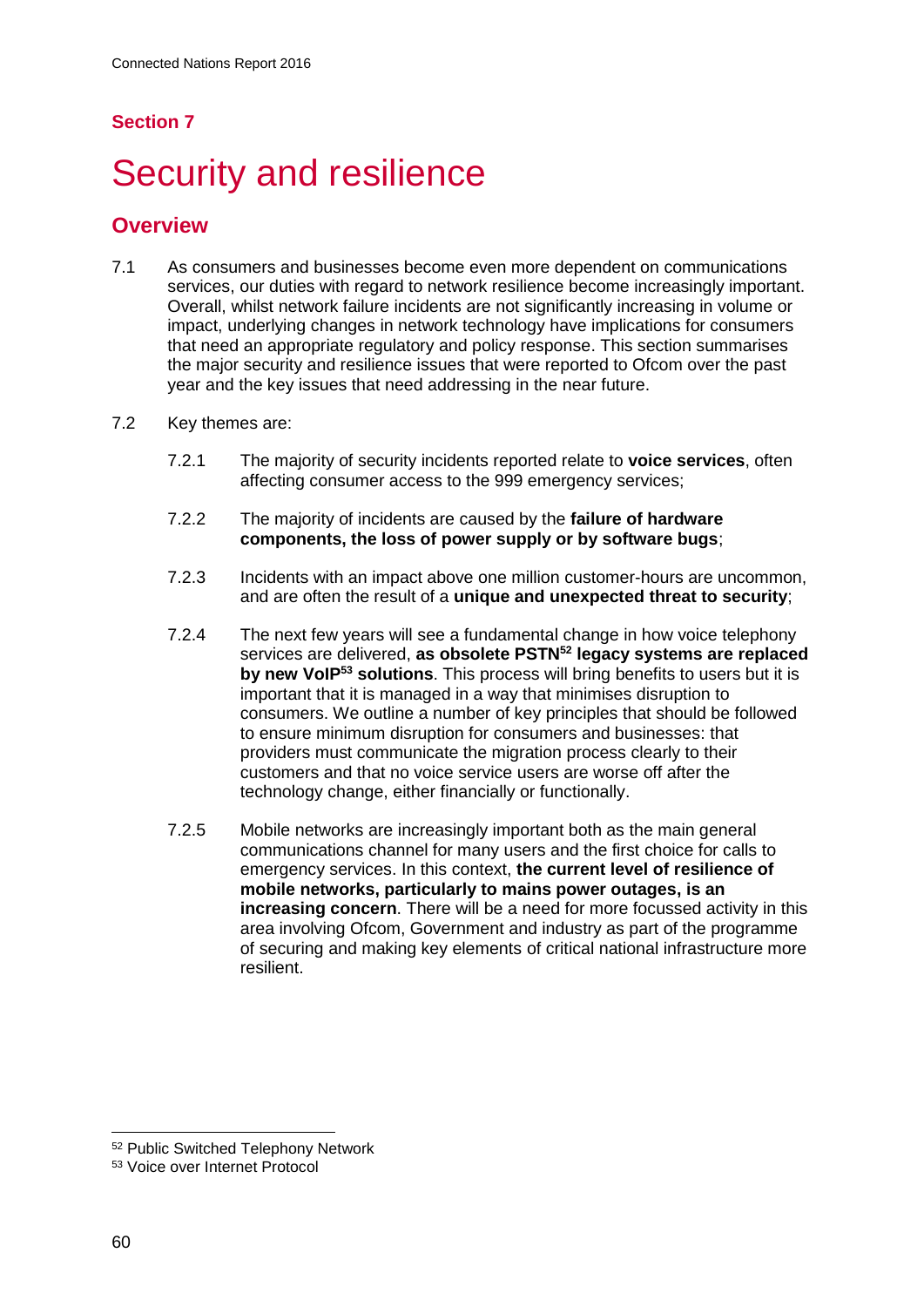## Section 7

# Security and resilience

## Overview

7.1 As consumers and businesses become even more dependent on communications services, our duties with regard to network resilience become increasingly important. Overall, whilst network failure incidents are not significantly increasing in volume or impact, underlying changes in network technology have implications for consumers that need an appropriate regulatory and policy response. This section summarises the major security and resilience issues that were reported to Ofcom over the past year and the key issues that need addressing in the near future.

7.2 Key themes are:

7.2.1 The majority of security incidents reported relate to **voice services**, often affecting consumer access to the 999 emergency services;

7.2.2 The majority of incidents are caused by the **failure of hardware components, the loss of power supply or by software bugs**;

7.2.3 Incidents with an impact above one million customer-hours are uncommon, and are often the result of a **unique and unexpected threat to security**;

7.2.4 The next few years will see a fundamental change in how voice telephony services are delivered, **as obsolete PSTN[52] legacy systems are replaced by new VoIP[53] solutions**. This process will bring benefits to users but it is important that it is managed in a way that minimises disruption to consumers. We outline a number of key principles that should be followed to ensure minimum disruption for consumers and businesses: that providers must communicate the migration process clearly to their customers and that no voice service users are worse off after the technology change, either financially or functionally.

7.2.5 Mobile networks are increasingly important both as the main general communications channel for many users and the first choice for calls to emergency services. In this context, **the current level of resilience of mobile networks, particularly to mains power outages, is an increasing concern**. There will be a need for more focussed activity in this area involving Ofcom, Government and industry as part of the programme of securing and making key elements of critical national infrastructure more resilient.

[52] Public Switched Telephony Network
[53] Voice over Internet Protocol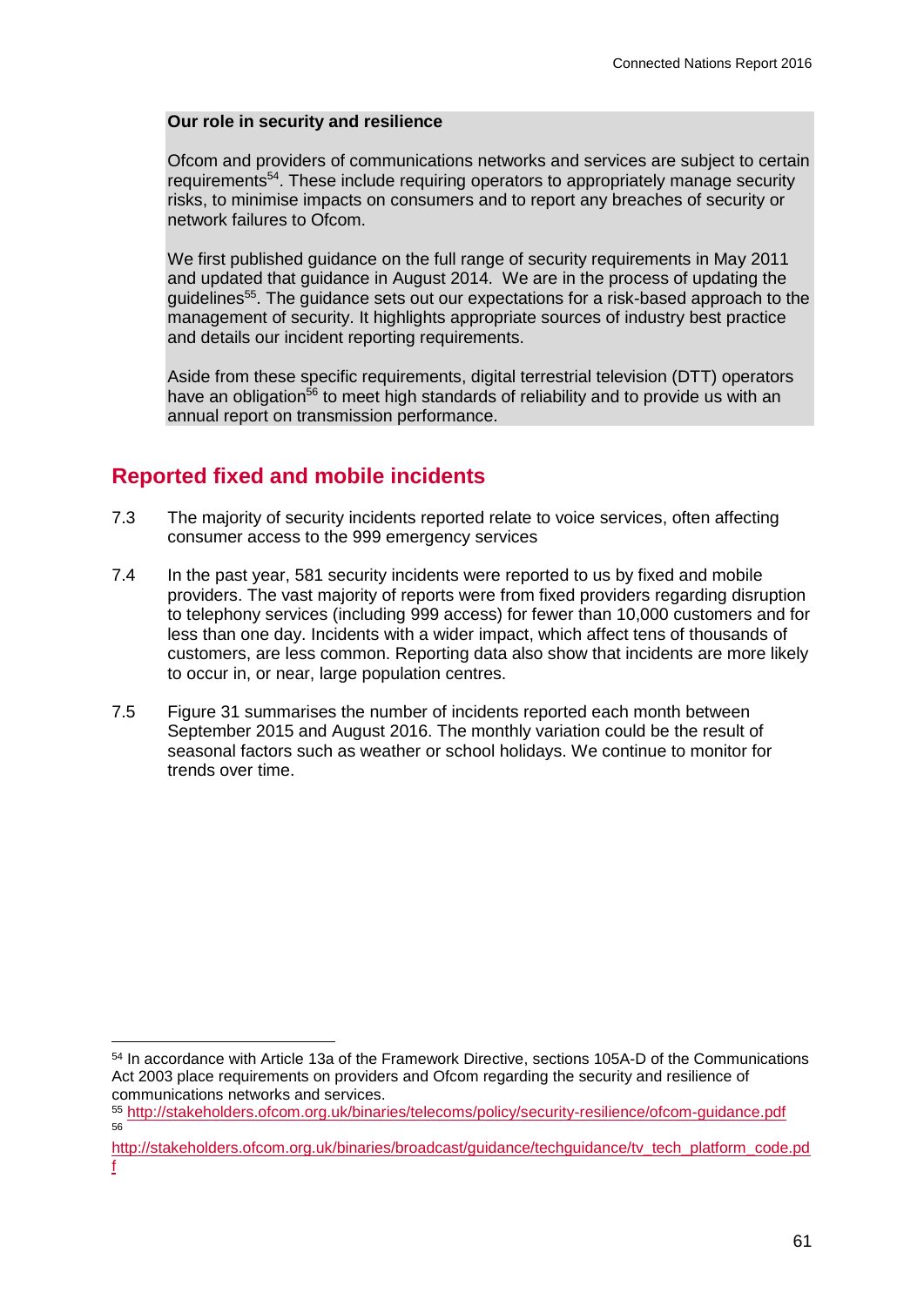**Our role in security and resilience**

Ofcom and providers of communications networks and services are subject to certain requirements[54]. These include requiring operators to appropriately manage security risks, to minimise impacts on consumers and to report any breaches of security or network failures to Ofcom.

We first published guidance on the full range of security requirements in May 2011 and updated that guidance in August 2014. We are in the process of updating the guidelines[55]. The guidance sets out our expectations for a risk-based approach to the management of security. It highlights appropriate sources of industry best practice and details our incident reporting requirements.

Aside from these specific requirements, digital terrestrial television (DTT) operators have an obligation[56] to meet high standards of reliability and to provide us with an annual report on transmission performance.

## Reported fixed and mobile incidents

7.3 The majority of security incidents reported relate to voice services, often affecting consumer access to the 999 emergency services

7.4 In the past year, 581 security incidents were reported to us by fixed and mobile providers. The vast majority of reports were from fixed providers regarding disruption to telephony services (including 999 access) for fewer than 10,000 customers and for less than one day. Incidents with a wider impact, which affect tens of thousands of customers, are less common. Reporting data also show that incidents are more likely to occur in, or near, large population centres.

7.5 Figure 31 summarises the number of incidents reported each month between September 2015 and August 2016. The monthly variation could be the result of seasonal factors such as weather or school holidays. We continue to monitor for trends over time.

---

[54] In accordance with Article 13a of the Framework Directive, sections 105A-D of the Communications Act 2003 place requirements on providers and Ofcom regarding the security and resilience of communications networks and services.

[55] http://stakeholders.ofcom.org.uk/binaries/telecoms/policy/security-resilience/ofcom-guidance.pdf

[56] http://stakeholders.ofcom.org.uk/binaries/broadcast/guidance/techguidance/tv_tech_platform_code.pdf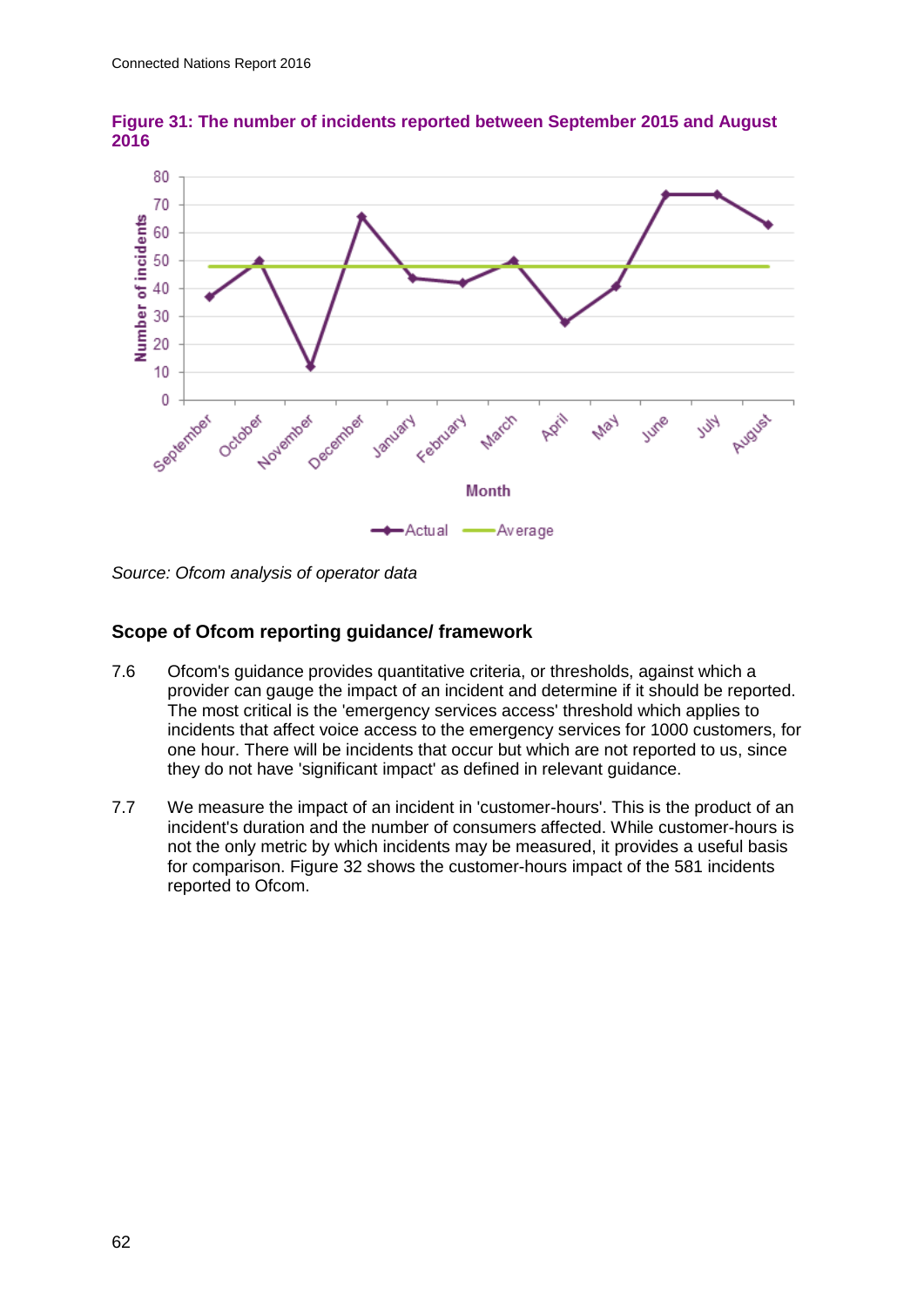**Figure 31: The number of incidents reported between September 2015 and August 2016**

*Source: Ofcom analysis of operator data*

## Scope of Ofcom reporting guidance/ framework

7.6 Ofcom's guidance provides quantitative criteria, or thresholds, against which a provider can gauge the impact of an incident and determine if it should be reported. The most critical is the 'emergency services access' threshold which applies to incidents that affect voice access to the emergency services for 1000 customers, for one hour. There will be incidents that occur but which are not reported to us, since they do not have 'significant impact' as defined in relevant guidance.

7.7 We measure the impact of an incident in 'customer-hours'. This is the product of an incident's duration and the number of consumers affected. While customer-hours is not the only metric by which incidents may be measured, it provides a useful basis for comparison. Figure 32 shows the customer-hours impact of the 581 incidents reported to Ofcom.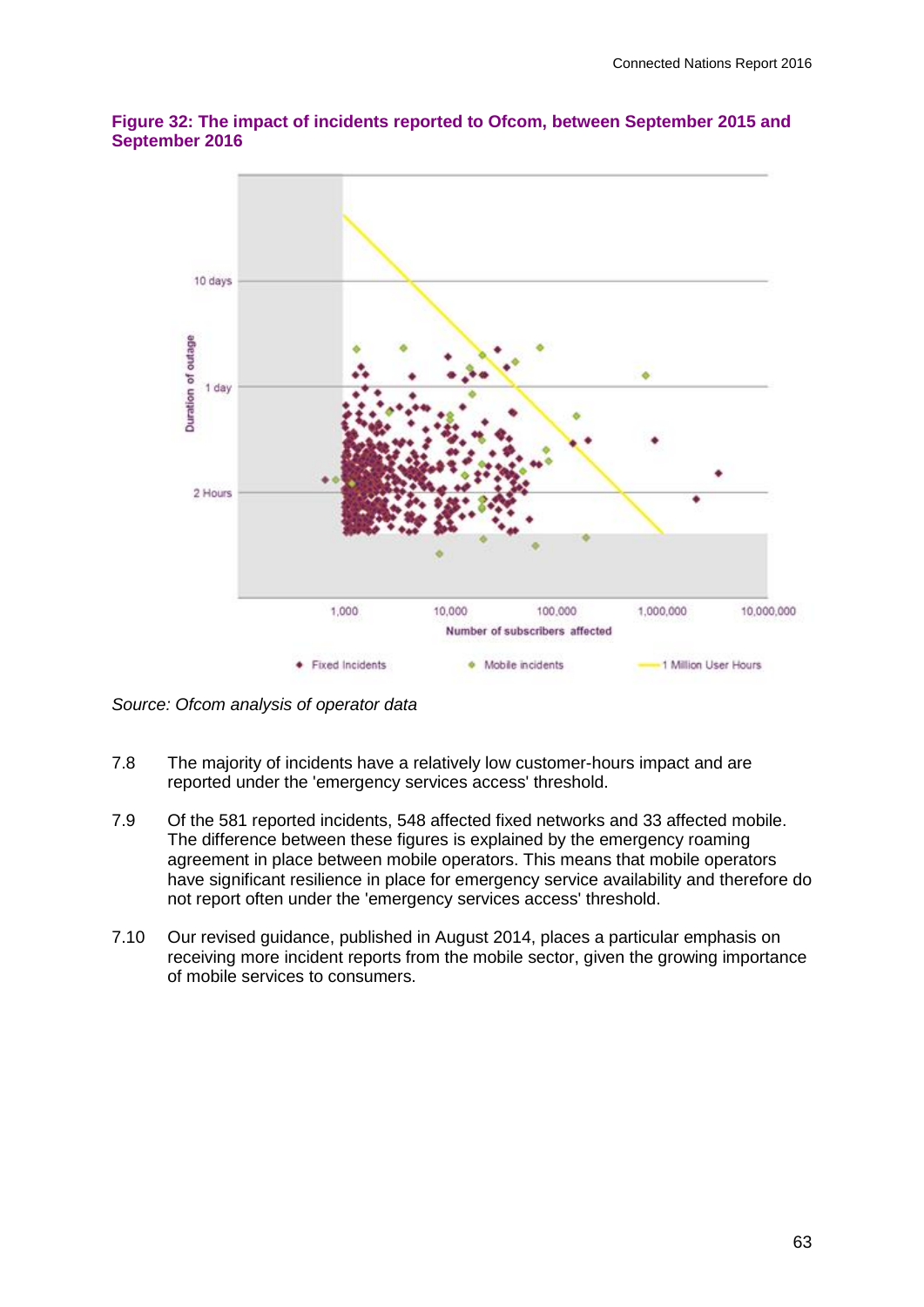**Figure 32: The impact of incidents reported to Ofcom, between September 2015 and September 2016**

*Source: Ofcom analysis of operator data*

7.8 The majority of incidents have a relatively low customer-hours impact and are reported under the 'emergency services access' threshold.

7.9 Of the 581 reported incidents, 548 affected fixed networks and 33 affected mobile. The difference between these figures is explained by the emergency roaming agreement in place between mobile operators. This means that mobile operators have significant resilience in place for emergency service availability and therefore do not report often under the 'emergency services access' threshold.

7.10 Our revised guidance, published in August 2014, places a particular emphasis on receiving more incident reports from the mobile sector, given the growing importance of mobile services to consumers.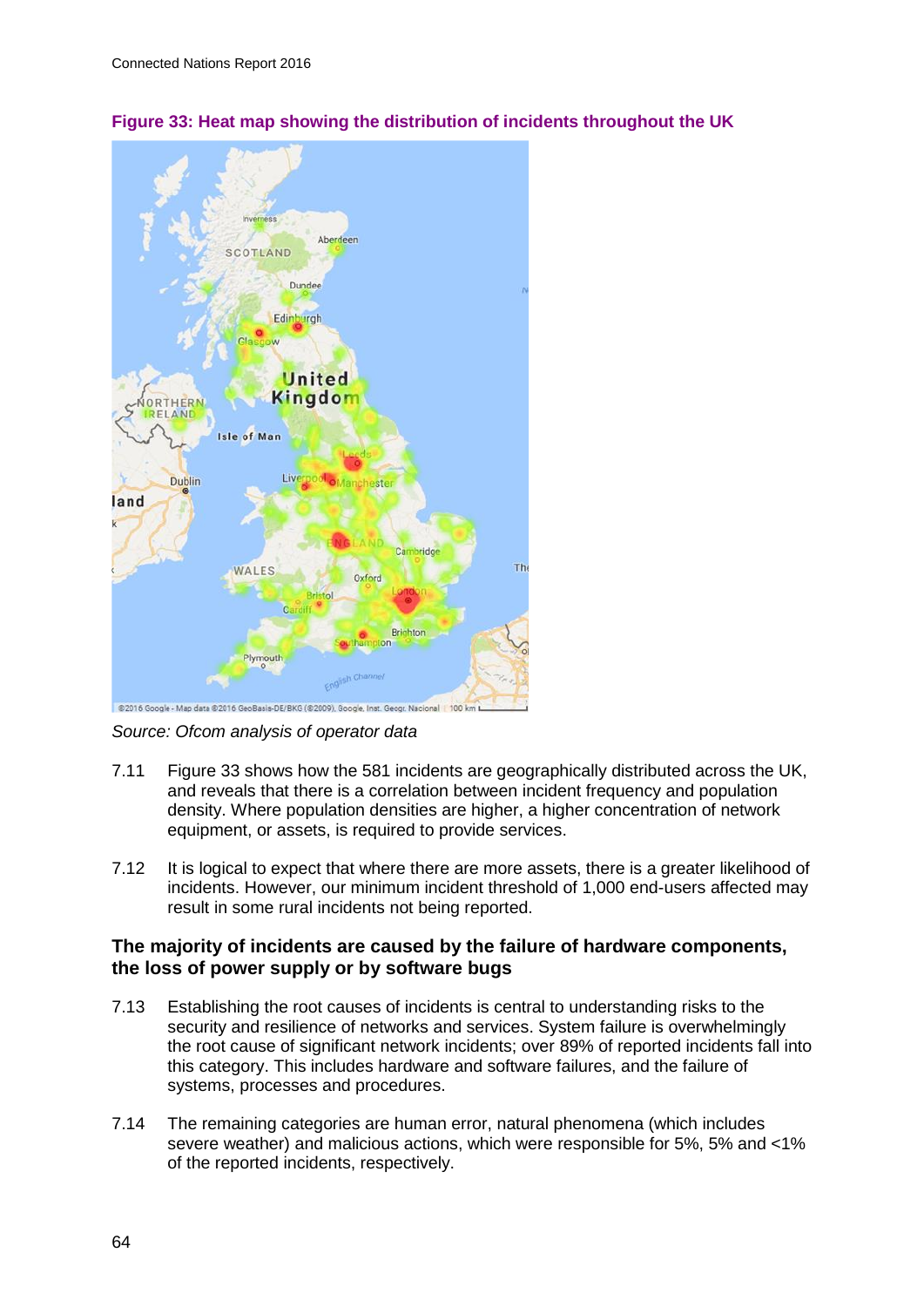**Figure 33: Heat map showing the distribution of incidents throughout the UK**

*Source: Ofcom analysis of operator data*

7.11 Figure 33 shows how the 581 incidents are geographically distributed across the UK, and reveals that there is a correlation between incident frequency and population density. Where population densities are higher, a higher concentration of network equipment, or assets, is required to provide services.

7.12 It is logical to expect that where there are more assets, there is a greater likelihood of incidents. However, our minimum incident threshold of 1,000 end-users affected may result in some rural incidents not being reported.

## The majority of incidents are caused by the failure of hardware components, the loss of power supply or by software bugs

7.13 Establishing the root causes of incidents is central to understanding risks to the security and resilience of networks and services. System failure is overwhelmingly the root cause of significant network incidents; over 89% of reported incidents fall into this category. This includes hardware and software failures, and the failure of systems, processes and procedures.

7.14 The remaining categories are human error, natural phenomena (which includes severe weather) and malicious actions, which were responsible for 5%, 5% and <1% of the reported incidents, respectively.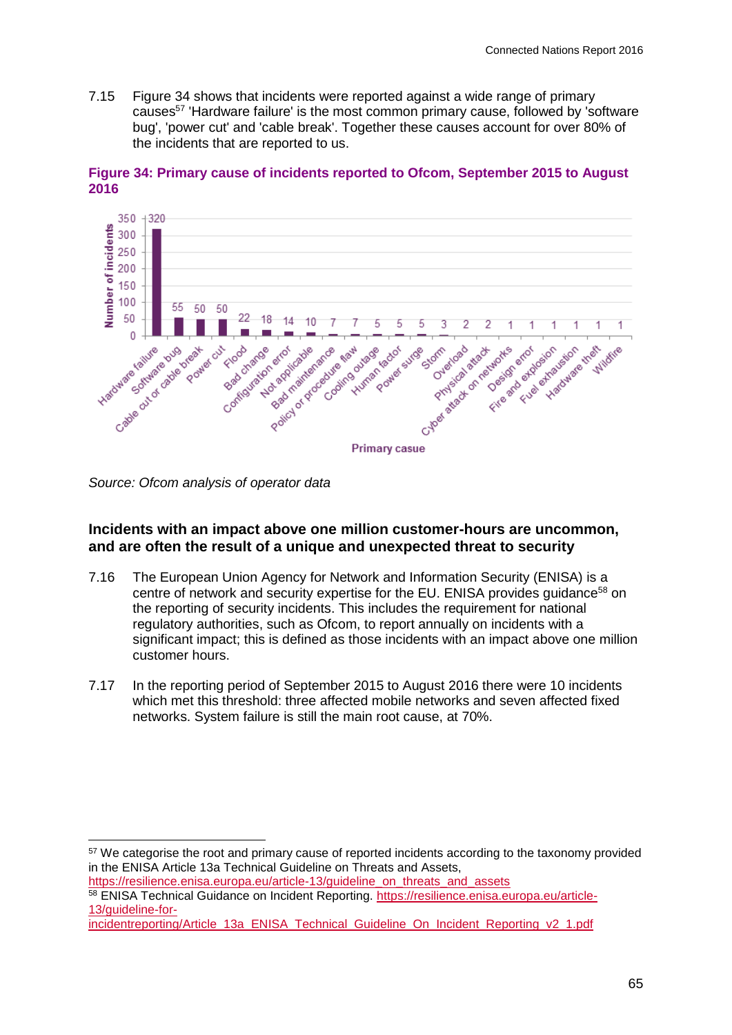7.15 Figure 34 shows that incidents were reported against a wide range of primary causes[57] 'Hardware failure' is the most common primary cause, followed by 'software bug', 'power cut' and 'cable break'. Together these causes account for over 80% of the incidents that are reported to us.

**Figure 34: Primary cause of incidents reported to Ofcom, September 2015 to August 2016**

| Primary casue | Number of incidents |
|---|---|
| Hardware failure | 320 |
| Software bug | 55 |
| Cable cut or cable break | 50 |
| Power cut | 50 |
| Flood | 22 |
| Bad change | 18 |
| Configuration error | 14 |
| Not applicable | 10 |
| Bad maintenance | 7 |
| Policy or procedure flaw | 7 |
| Cooling outage | 5 |
| Human factor | 5 |
| Power surge | 5 |
| Storm | 3 |
| Overload | 2 |
| Physical attack | 2 |
| Cyber attack on networks | 1 |
| Design error | 1 |
| Fire and explosion | 1 |
| Fuel exhaustion | 1 |
| Hardware theft | 1 |
| Wildfire | 1 |

*Source: Ofcom analysis of operator data*

### Incidents with an impact above one million customer-hours are uncommon, and are often the result of a unique and unexpected threat to security

7.16 The European Union Agency for Network and Information Security (ENISA) is a centre of network and security expertise for the EU. ENISA provides guidance[58] on the reporting of security incidents. This includes the requirement for national regulatory authorities, such as Ofcom, to report annually on incidents with a significant impact; this is defined as those incidents with an impact above one million customer hours.

7.17 In the reporting period of September 2015 to August 2016 there were 10 incidents which met this threshold: three affected mobile networks and seven affected fixed networks. System failure is still the main root cause, at 70%.

---

[57] We categorise the root and primary cause of reported incidents according to the taxonomy provided in the ENISA Article 13a Technical Guideline on Threats and Assets, https://resilience.enisa.europa.eu/article-13/guideline_on_threats_and_assets

[58] ENISA Technical Guidance on Incident Reporting. https://resilience.enisa.europa.eu/article-13/guideline-for-incidentreporting/Article_13a_ENISA_Technical_Guideline_On_Incident_Reporting_v2_1.pdf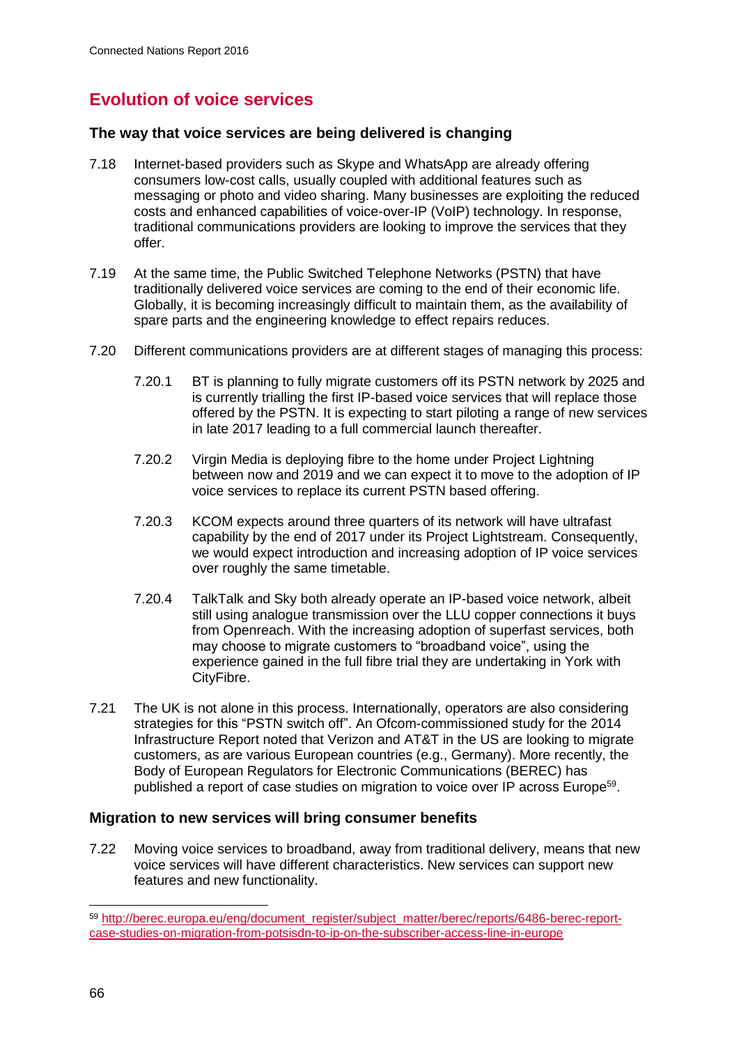## Evolution of voice services

### The way that voice services are being delivered is changing

7.18 Internet-based providers such as Skype and WhatsApp are already offering consumers low-cost calls, usually coupled with additional features such as messaging or photo and video sharing. Many businesses are exploiting the reduced costs and enhanced capabilities of voice-over-IP (VoIP) technology. In response, traditional communications providers are looking to improve the services that they offer.

7.19 At the same time, the Public Switched Telephone Networks (PSTN) that have traditionally delivered voice services are coming to the end of their economic life. Globally, it is becoming increasingly difficult to maintain them, as the availability of spare parts and the engineering knowledge to effect repairs reduces.

7.20 Different communications providers are at different stages of managing this process:

7.20.1 BT is planning to fully migrate customers off its PSTN network by 2025 and is currently trialling the first IP-based voice services that will replace those offered by the PSTN. It is expecting to start piloting a range of new services in late 2017 leading to a full commercial launch thereafter.

7.20.2 Virgin Media is deploying fibre to the home under Project Lightning between now and 2019 and we can expect it to move to the adoption of IP voice services to replace its current PSTN based offering.

7.20.3 KCOM expects around three quarters of its network will have ultrafast capability by the end of 2017 under its Project Lightstream. Consequently, we would expect introduction and increasing adoption of IP voice services over roughly the same timetable.

7.20.4 TalkTalk and Sky both already operate an IP-based voice network, albeit still using analogue transmission over the LLU copper connections it buys from Openreach. With the increasing adoption of superfast services, both may choose to migrate customers to "broadband voice", using the experience gained in the full fibre trial they are undertaking in York with CityFibre.

7.21 The UK is not alone in this process. Internationally, operators are also considering strategies for this "PSTN switch off". An Ofcom-commissioned study for the 2014 Infrastructure Report noted that Verizon and AT&T in the US are looking to migrate customers, as are various European countries (e.g., Germany). More recently, the Body of European Regulators for Electronic Communications (BEREC) has published a report of case studies on migration to voice over IP across Europe[59].

### Migration to new services will bring consumer benefits

7.22 Moving voice services to broadband, away from traditional delivery, means that new voice services will have different characteristics. New services can support new features and new functionality.

---

[59] http://berec.europa.eu/eng/document_register/subject_matter/berec/reports/6486-berec-report-case-studies-on-migration-from-potsisdn-to-ip-on-the-subscriber-access-line-in-europe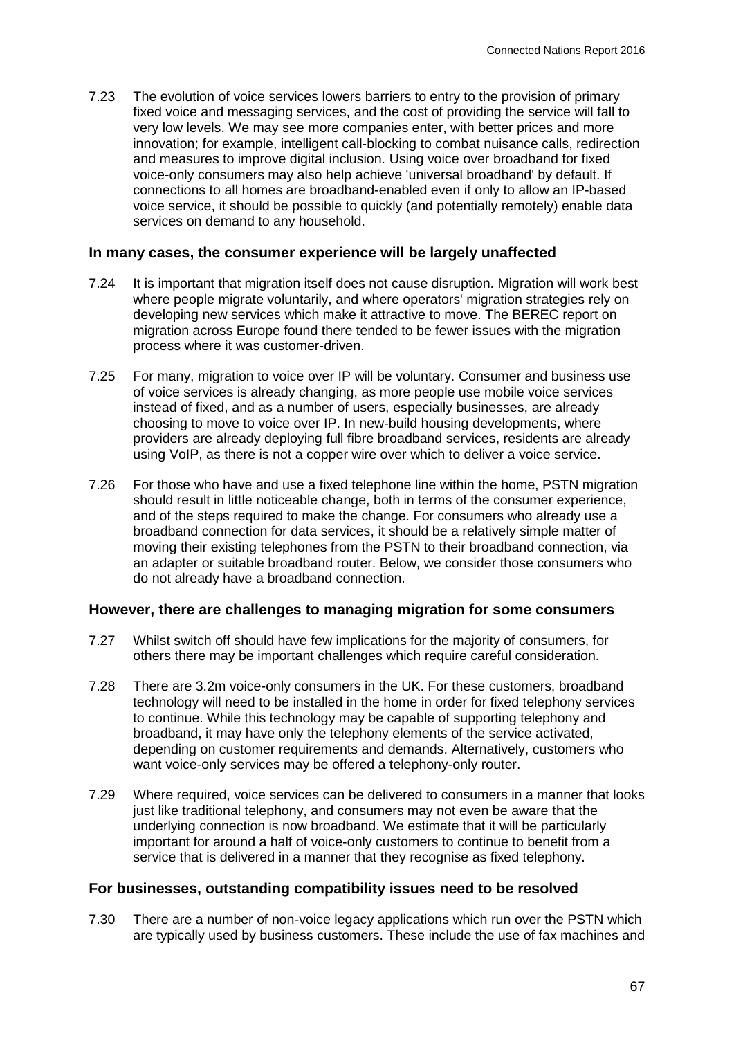7.23 The evolution of voice services lowers barriers to entry to the provision of primary fixed voice and messaging services, and the cost of providing the service will fall to very low levels. We may see more companies enter, with better prices and more innovation; for example, intelligent call-blocking to combat nuisance calls, redirection and measures to improve digital inclusion. Using voice over broadband for fixed voice-only consumers may also help achieve 'universal broadband' by default. If connections to all homes are broadband-enabled even if only to allow an IP-based voice service, it should be possible to quickly (and potentially remotely) enable data services on demand to any household.

### In many cases, the consumer experience will be largely unaffected

7.24 It is important that migration itself does not cause disruption. Migration will work best where people migrate voluntarily, and where operators' migration strategies rely on developing new services which make it attractive to move. The BEREC report on migration across Europe found there tended to be fewer issues with the migration process where it was customer-driven.

7.25 For many, migration to voice over IP will be voluntary. Consumer and business use of voice services is already changing, as more people use mobile voice services instead of fixed, and as a number of users, especially businesses, are already choosing to move to voice over IP. In new-build housing developments, where providers are already deploying full fibre broadband services, residents are already using VoIP, as there is not a copper wire over which to deliver a voice service.

7.26 For those who have and use a fixed telephone line within the home, PSTN migration should result in little noticeable change, both in terms of the consumer experience, and of the steps required to make the change. For consumers who already use a broadband connection for data services, it should be a relatively simple matter of moving their existing telephones from the PSTN to their broadband connection, via an adapter or suitable broadband router. Below, we consider those consumers who do not already have a broadband connection.

### However, there are challenges to managing migration for some consumers

7.27 Whilst switch off should have few implications for the majority of consumers, for others there may be important challenges which require careful consideration.

7.28 There are 3.2m voice-only consumers in the UK. For these customers, broadband technology will need to be installed in the home in order for fixed telephony services to continue. While this technology may be capable of supporting telephony and broadband, it may have only the telephony elements of the service activated, depending on customer requirements and demands. Alternatively, customers who want voice-only services may be offered a telephony-only router.

7.29 Where required, voice services can be delivered to consumers in a manner that looks just like traditional telephony, and consumers may not even be aware that the underlying connection is now broadband. We estimate that it will be particularly important for around a half of voice-only customers to continue to benefit from a service that is delivered in a manner that they recognise as fixed telephony.

### For businesses, outstanding compatibility issues need to be resolved

7.30 There are a number of non-voice legacy applications which run over the PSTN which are typically used by business customers. These include the use of fax machines and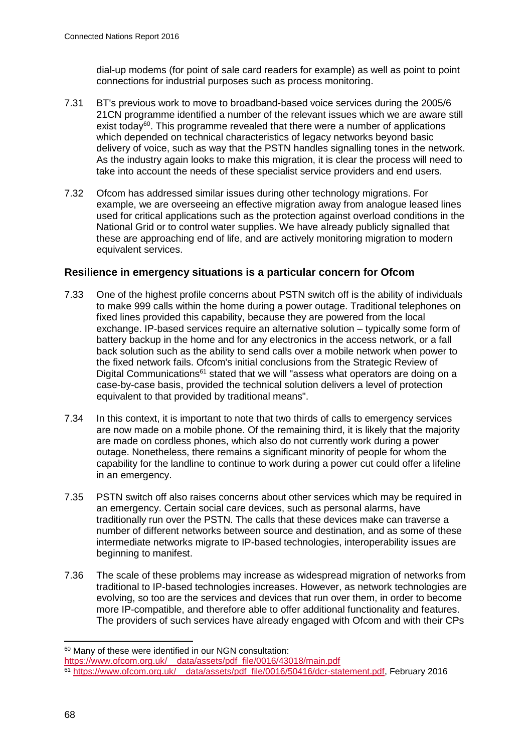dial-up modems (for point of sale card readers for example) as well as point to point connections for industrial purposes such as process monitoring.

7.31 BT's previous work to move to broadband-based voice services during the 2005/6 21CN programme identified a number of the relevant issues which we are aware still exist today[60]. This programme revealed that there were a number of applications which depended on technical characteristics of legacy networks beyond basic delivery of voice, such as way that the PSTN handles signalling tones in the network. As the industry again looks to make this migration, it is clear the process will need to take into account the needs of these specialist service providers and end users.

7.32 Ofcom has addressed similar issues during other technology migrations. For example, we are overseeing an effective migration away from analogue leased lines used for critical applications such as the protection against overload conditions in the National Grid or to control water supplies. We have already publicly signalled that these are approaching end of life, and are actively monitoring migration to modern equivalent services.

### Resilience in emergency situations is a particular concern for Ofcom

7.33 One of the highest profile concerns about PSTN switch off is the ability of individuals to make 999 calls within the home during a power outage. Traditional telephones on fixed lines provided this capability, because they are powered from the local exchange. IP-based services require an alternative solution – typically some form of battery backup in the home and for any electronics in the access network, or a fall back solution such as the ability to send calls over a mobile network when power to the fixed network fails. Ofcom's initial conclusions from the Strategic Review of Digital Communications[61] stated that we will "assess what operators are doing on a case-by-case basis, provided the technical solution delivers a level of protection equivalent to that provided by traditional means".

7.34 In this context, it is important to note that two thirds of calls to emergency services are now made on a mobile phone. Of the remaining third, it is likely that the majority are made on cordless phones, which also do not currently work during a power outage. Nonetheless, there remains a significant minority of people for whom the capability for the landline to continue to work during a power cut could offer a lifeline in an emergency.

7.35 PSTN switch off also raises concerns about other services which may be required in an emergency. Certain social care devices, such as personal alarms, have traditionally run over the PSTN. The calls that these devices make can traverse a number of different networks between source and destination, and as some of these intermediate networks migrate to IP-based technologies, interoperability issues are beginning to manifest.

7.36 The scale of these problems may increase as widespread migration of networks from traditional to IP-based technologies increases. However, as network technologies are evolving, so too are the services and devices that run over them, in order to become more IP-compatible, and therefore able to offer additional functionality and features. The providers of such services have already engaged with Ofcom and with their CPs

---

[60] Many of these were identified in our NGN consultation: https://www.ofcom.org.uk/__data/assets/pdf_file/0016/43018/main.pdf

[61] https://www.ofcom.org.uk/__data/assets/pdf_file/0016/50416/dcr-statement.pdf, February 2016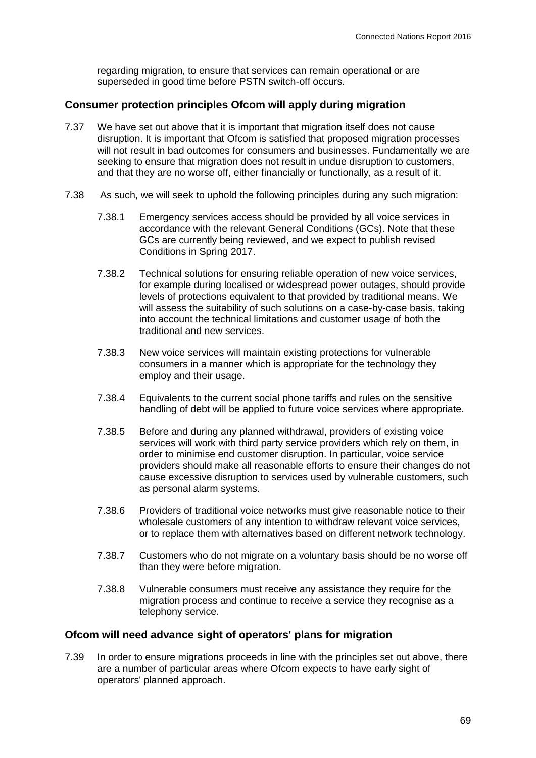regarding migration, to ensure that services can remain operational or are superseded in good time before PSTN switch-off occurs.

### Consumer protection principles Ofcom will apply during migration

7.37 We have set out above that it is important that migration itself does not cause disruption. It is important that Ofcom is satisfied that proposed migration processes will not result in bad outcomes for consumers and businesses. Fundamentally we are seeking to ensure that migration does not result in undue disruption to customers, and that they are no worse off, either financially or functionally, as a result of it.

7.38 As such, we will seek to uphold the following principles during any such migration:

7.38.1 Emergency services access should be provided by all voice services in accordance with the relevant General Conditions (GCs). Note that these GCs are currently being reviewed, and we expect to publish revised Conditions in Spring 2017.

7.38.2 Technical solutions for ensuring reliable operation of new voice services, for example during localised or widespread power outages, should provide levels of protections equivalent to that provided by traditional means. We will assess the suitability of such solutions on a case-by-case basis, taking into account the technical limitations and customer usage of both the traditional and new services.

7.38.3 New voice services will maintain existing protections for vulnerable consumers in a manner which is appropriate for the technology they employ and their usage.

7.38.4 Equivalents to the current social phone tariffs and rules on the sensitive handling of debt will be applied to future voice services where appropriate.

7.38.5 Before and during any planned withdrawal, providers of existing voice services will work with third party service providers which rely on them, in order to minimise end customer disruption. In particular, voice service providers should make all reasonable efforts to ensure their changes do not cause excessive disruption to services used by vulnerable customers, such as personal alarm systems.

7.38.6 Providers of traditional voice networks must give reasonable notice to their wholesale customers of any intention to withdraw relevant voice services, or to replace them with alternatives based on different network technology.

7.38.7 Customers who do not migrate on a voluntary basis should be no worse off than they were before migration.

7.38.8 Vulnerable consumers must receive any assistance they require for the migration process and continue to receive a service they recognise as a telephony service.

### Ofcom will need advance sight of operators' plans for migration

7.39 In order to ensure migrations proceeds in line with the principles set out above, there are a number of particular areas where Ofcom expects to have early sight of operators' planned approach.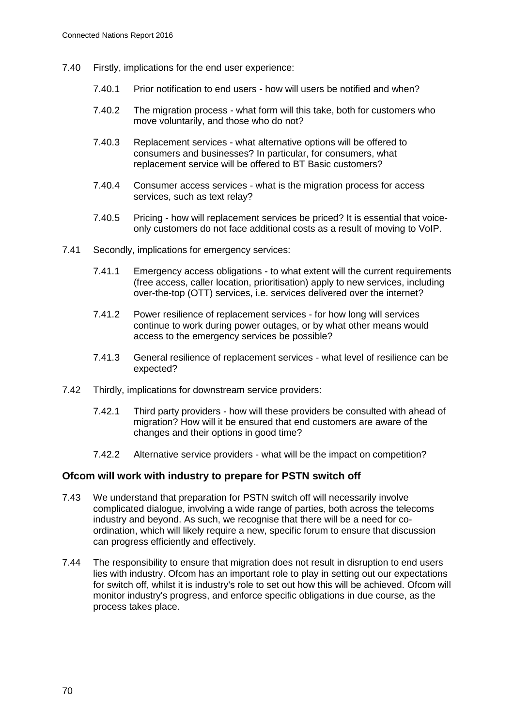7.40 Firstly, implications for the end user experience:

7.40.1 Prior notification to end users - how will users be notified and when?

7.40.2 The migration process - what form will this take, both for customers who move voluntarily, and those who do not?

7.40.3 Replacement services - what alternative options will be offered to consumers and businesses? In particular, for consumers, what replacement service will be offered to BT Basic customers?

7.40.4 Consumer access services - what is the migration process for access services, such as text relay?

7.40.5 Pricing - how will replacement services be priced? It is essential that voice-only customers do not face additional costs as a result of moving to VoIP.

7.41 Secondly, implications for emergency services:

7.41.1 Emergency access obligations - to what extent will the current requirements (free access, caller location, prioritisation) apply to new services, including over-the-top (OTT) services, i.e. services delivered over the internet?

7.41.2 Power resilience of replacement services - for how long will services continue to work during power outages, or by what other means would access to the emergency services be possible?

7.41.3 General resilience of replacement services - what level of resilience can be expected?

7.42 Thirdly, implications for downstream service providers:

7.42.1 Third party providers - how will these providers be consulted with ahead of migration? How will it be ensured that end customers are aware of the changes and their options in good time?

7.42.2 Alternative service providers - what will be the impact on competition?

### Ofcom will work with industry to prepare for PSTN switch off

7.43 We understand that preparation for PSTN switch off will necessarily involve complicated dialogue, involving a wide range of parties, both across the telecoms industry and beyond. As such, we recognise that there will be a need for co-ordination, which will likely require a new, specific forum to ensure that discussion can progress efficiently and effectively.

7.44 The responsibility to ensure that migration does not result in disruption to end users lies with industry. Ofcom has an important role to play in setting out our expectations for switch off, whilst it is industry's role to set out how this will be achieved. Ofcom will monitor industry's progress, and enforce specific obligations in due course, as the process takes place.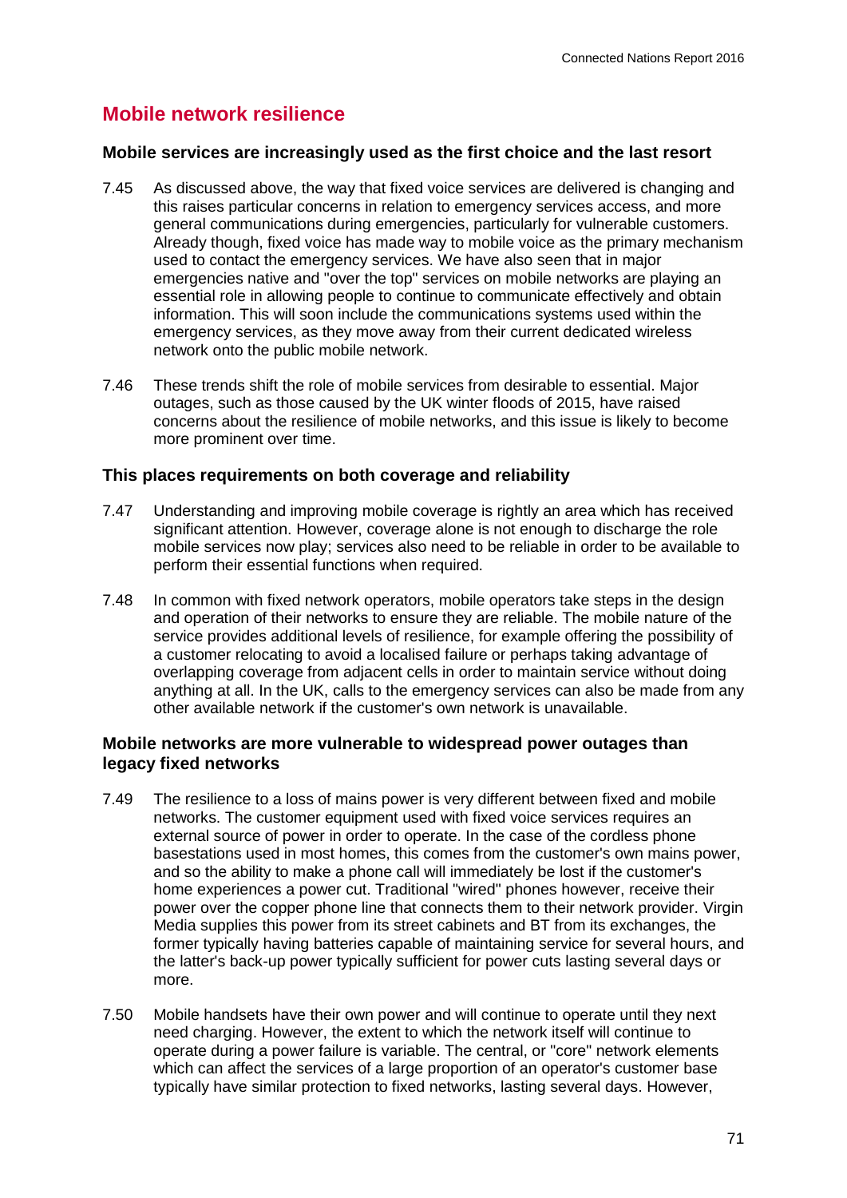## Mobile network resilience

### Mobile services are increasingly used as the first choice and the last resort

7.45 As discussed above, the way that fixed voice services are delivered is changing and this raises particular concerns in relation to emergency services access, and more general communications during emergencies, particularly for vulnerable customers. Already though, fixed voice has made way to mobile voice as the primary mechanism used to contact the emergency services. We have also seen that in major emergencies native and "over the top" services on mobile networks are playing an essential role in allowing people to continue to communicate effectively and obtain information. This will soon include the communications systems used within the emergency services, as they move away from their current dedicated wireless network onto the public mobile network.

7.46 These trends shift the role of mobile services from desirable to essential. Major outages, such as those caused by the UK winter floods of 2015, have raised concerns about the resilience of mobile networks, and this issue is likely to become more prominent over time.

### This places requirements on both coverage and reliability

7.47 Understanding and improving mobile coverage is rightly an area which has received significant attention. However, coverage alone is not enough to discharge the role mobile services now play; services also need to be reliable in order to be available to perform their essential functions when required.

7.48 In common with fixed network operators, mobile operators take steps in the design and operation of their networks to ensure they are reliable. The mobile nature of the service provides additional levels of resilience, for example offering the possibility of a customer relocating to avoid a localised failure or perhaps taking advantage of overlapping coverage from adjacent cells in order to maintain service without doing anything at all. In the UK, calls to the emergency services can also be made from any other available network if the customer's own network is unavailable.

### Mobile networks are more vulnerable to widespread power outages than legacy fixed networks

7.49 The resilience to a loss of mains power is very different between fixed and mobile networks. The customer equipment used with fixed voice services requires an external source of power in order to operate. In the case of the cordless phone basestations used in most homes, this comes from the customer's own mains power, and so the ability to make a phone call will immediately be lost if the customer's home experiences a power cut. Traditional "wired" phones however, receive their power over the copper phone line that connects them to their network provider. Virgin Media supplies this power from its street cabinets and BT from its exchanges, the former typically having batteries capable of maintaining service for several hours, and the latter's back-up power typically sufficient for power cuts lasting several days or more.

7.50 Mobile handsets have their own power and will continue to operate until they next need charging. However, the extent to which the network itself will continue to operate during a power failure is variable. The central, or "core" network elements which can affect the services of a large proportion of an operator's customer base typically have similar protection to fixed networks, lasting several days. However,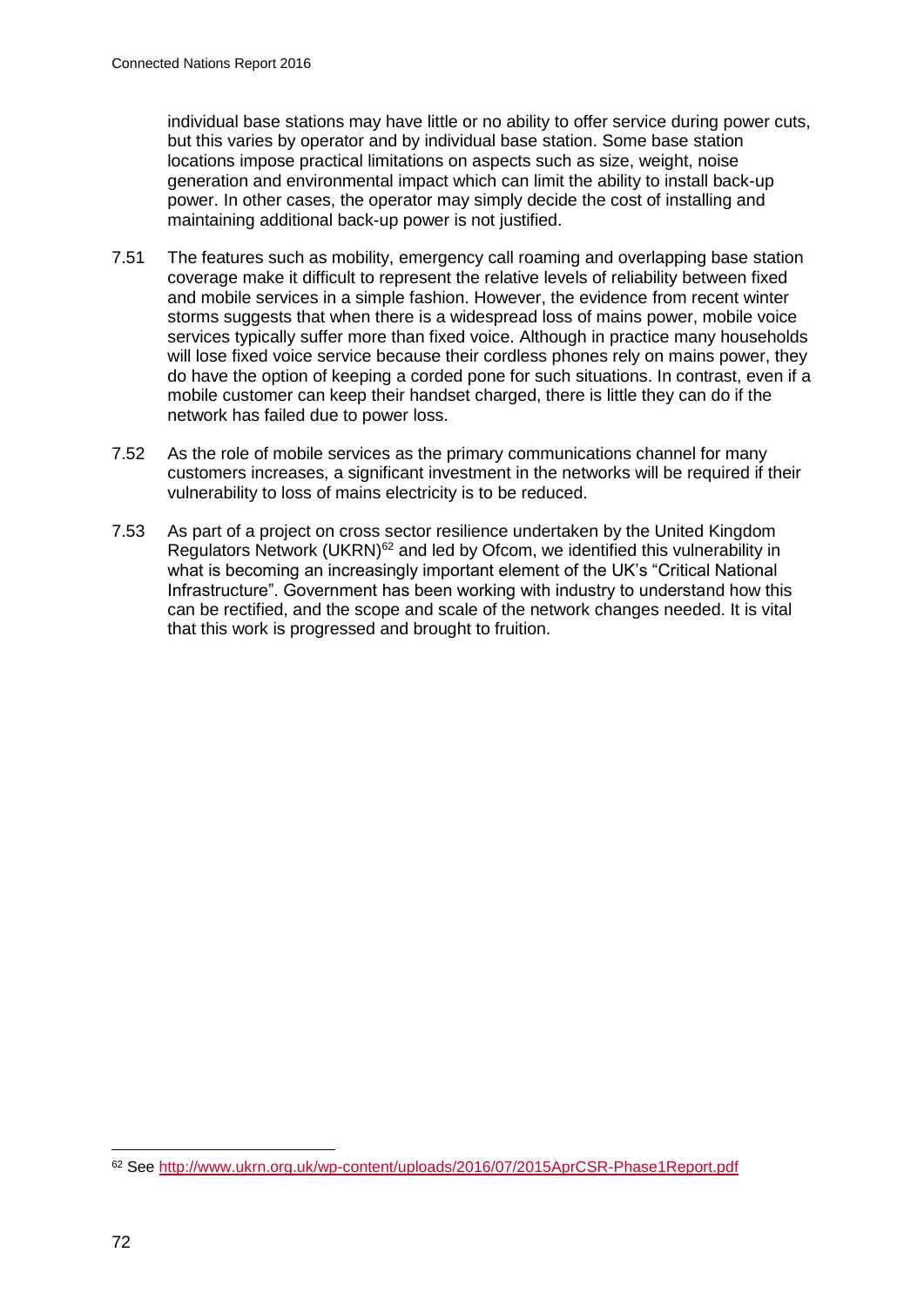individual base stations may have little or no ability to offer service during power cuts, but this varies by operator and by individual base station. Some base station locations impose practical limitations on aspects such as size, weight, noise generation and environmental impact which can limit the ability to install back-up power. In other cases, the operator may simply decide the cost of installing and maintaining additional back-up power is not justified.

7.51 The features such as mobility, emergency call roaming and overlapping base station coverage make it difficult to represent the relative levels of reliability between fixed and mobile services in a simple fashion. However, the evidence from recent winter storms suggests that when there is a widespread loss of mains power, mobile voice services typically suffer more than fixed voice. Although in practice many households will lose fixed voice service because their cordless phones rely on mains power, they do have the option of keeping a corded pone for such situations. In contrast, even if a mobile customer can keep their handset charged, there is little they can do if the network has failed due to power loss.

7.52 As the role of mobile services as the primary communications channel for many customers increases, a significant investment in the networks will be required if their vulnerability to loss of mains electricity is to be reduced.

7.53 As part of a project on cross sector resilience undertaken by the United Kingdom Regulators Network (UKRN)[62] and led by Ofcom, we identified this vulnerability in what is becoming an increasingly important element of the UK's "Critical National Infrastructure". Government has been working with industry to understand how this can be rectified, and the scope and scale of the network changes needed. It is vital that this work is progressed and brought to fruition.

[62] See http://www.ukrn.org.uk/wp-content/uploads/2016/07/2015AprCSR-Phase1Report.pdf